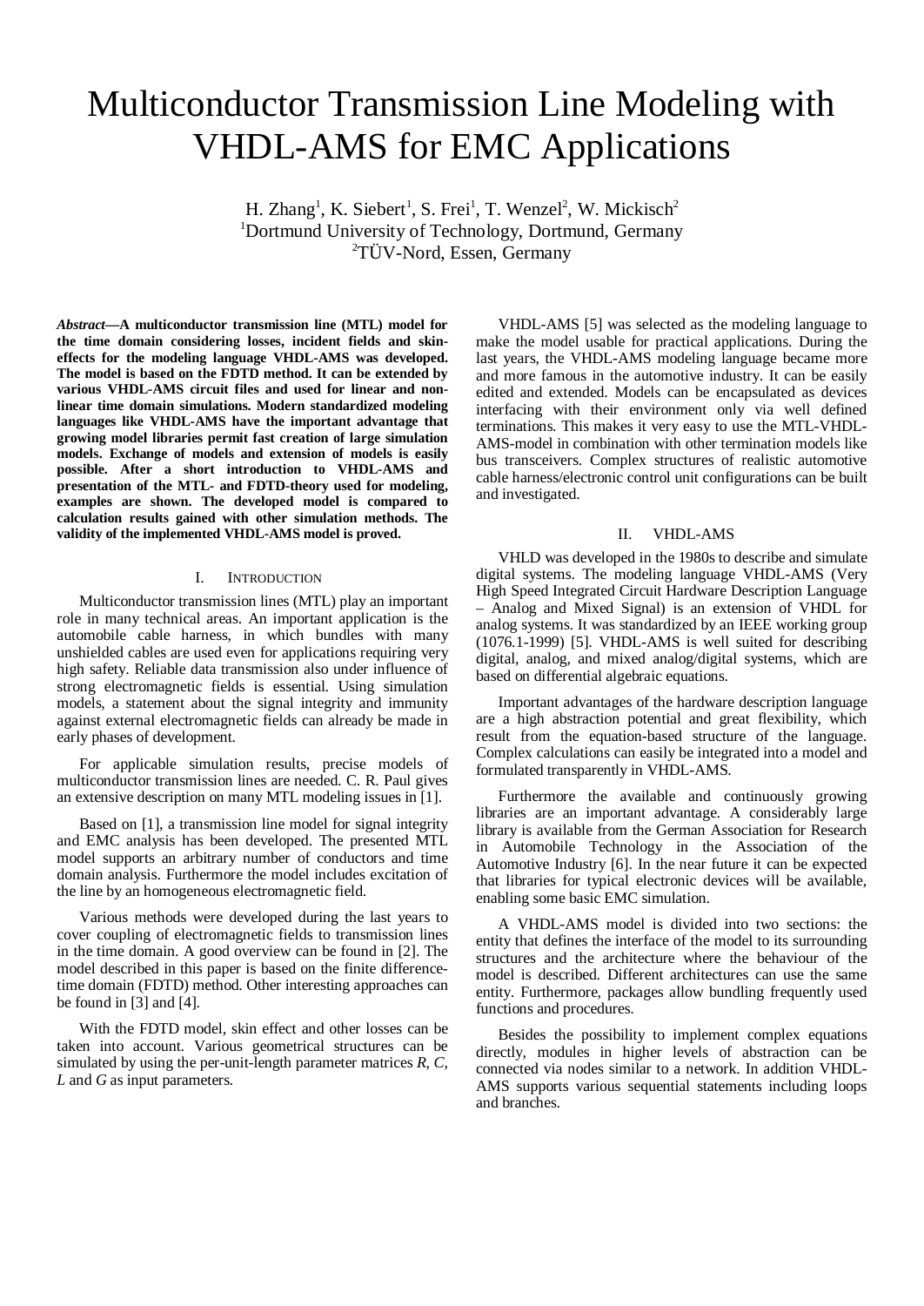# Multiconductor Transmission Line Modeling with VHDL-AMS for EMC Applications

H. Zhang[1], K. Siebert[1], S. Frei[1], T. Wenzel[2], W. Mickisch[2]

[1]Dortmund University of Technology, Dortmund, Germany

[2]TÜV-Nord, Essen, Germany

***Abstract*—A multiconductor transmission line (MTL) model for the time domain considering losses, incident fields and skin-effects for the modeling language VHDL-AMS was developed. The model is based on the FDTD method. It can be extended by various VHDL-AMS circuit files and used for linear and non-linear time domain simulations. Modern standardized modeling languages like VHDL-AMS have the important advantage that growing model libraries permit fast creation of large simulation models. Exchange of models and extension of models is easily possible. After a short introduction to VHDL-AMS and presentation of the MTL- and FDTD-theory used for modeling, examples are shown. The developed model is compared to calculation results gained with other simulation methods. The validity of the implemented VHDL-AMS model is proved.**

## I. Introduction

Multiconductor transmission lines (MTL) play an important role in many technical areas. An important application is the automobile cable harness, in which bundles with many unshielded cables are used even for applications requiring very high safety. Reliable data transmission also under influence of strong electromagnetic fields is essential. Using simulation models, a statement about the signal integrity and immunity against external electromagnetic fields can already be made in early phases of development.

For applicable simulation results, precise models of multiconductor transmission lines are needed. C. R. Paul gives an extensive description on many MTL modeling issues in [1].

Based on [1], a transmission line model for signal integrity and EMC analysis has been developed. The presented MTL model supports an arbitrary number of conductors and time domain analysis. Furthermore the model includes excitation of the line by an homogeneous electromagnetic field.

Various methods were developed during the last years to cover coupling of electromagnetic fields to transmission lines in the time domain. A good overview can be found in [2]. The model described in this paper is based on the finite difference-time domain (FDTD) method. Other interesting approaches can be found in [3] and [4].

With the FDTD model, skin effect and other losses can be taken into account. Various geometrical structures can be simulated by using the per-unit-length parameter matrices *R*, *C*, *L* and *G* as input parameters.

VHDL-AMS [5] was selected as the modeling language to make the model usable for practical applications. During the last years, the VHDL-AMS modeling language became more and more famous in the automotive industry. It can be easily edited and extended. Models can be encapsulated as devices interfacing with their environment only via well defined terminations. This makes it very easy to use the MTL-VHDL-AMS-model in combination with other termination models like bus transceivers. Complex structures of realistic automotive cable harness/electronic control unit configurations can be built and investigated.

## II. VHDL-AMS

VHLD was developed in the 1980s to describe and simulate digital systems. The modeling language VHDL-AMS (Very High Speed Integrated Circuit Hardware Description Language – Analog and Mixed Signal) is an extension of VHDL for analog systems. It was standardized by an IEEE working group (1076.1-1999) [5]. VHDL-AMS is well suited for describing digital, analog, and mixed analog/digital systems, which are based on differential algebraic equations.

Important advantages of the hardware description language are a high abstraction potential and great flexibility, which result from the equation-based structure of the language. Complex calculations can easily be integrated into a model and formulated transparently in VHDL-AMS.

Furthermore the available and continuously growing libraries are an important advantage. A considerably large library is available from the German Association for Research in Automobile Technology in the Association of the Automotive Industry [6]. In the near future it can be expected that libraries for typical electronic devices will be available, enabling some basic EMC simulation.

A VHDL-AMS model is divided into two sections: the entity that defines the interface of the model to its surrounding structures and the architecture where the behaviour of the model is described. Different architectures can use the same entity. Furthermore, packages allow bundling frequently used functions and procedures.

Besides the possibility to implement complex equations directly, modules in higher levels of abstraction can be connected via nodes similar to a network. In addition VHDL-AMS supports various sequential statements including loops and branches.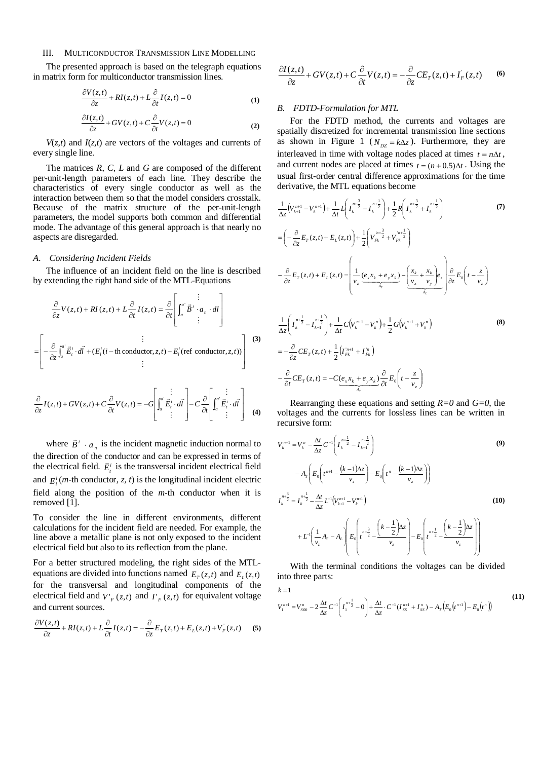## III. Multiconductor Transmission Line Modelling

The presented approach is based on the telegraph equations in matrix form for multiconductor transmission lines.

$$\frac{\partial V(z,t)}{\partial z} + RI(z,t) + L\frac{\partial}{\partial t}I(z,t) = 0 \quad \textbf{(1)}$$

$$\frac{\partial I(z,t)}{\partial z} + GV(z,t) + C\frac{\partial}{\partial t}V(z,t) = 0 \quad \textbf{(2)}$$

*V*(*z*,*t*) and *I*(*z*,*t*) are vectors of the voltages and currents of every single line.

The matrices *R*, *C*, *L* and *G* are composed of the different per-unit-length parameters of each line. They describe the characteristics of every single conductor as well as the interaction between them so that the model considers crosstalk. Because of the matrix structure of the per-unit-length parameters, the model supports both common and differential mode. The advantage of this general approach is that nearly no aspects are disregarded.

### A. Considering Incident Fields

The influence of an incident field on the line is described by extending the right hand side of the MTL-Equations

$$\frac{\partial}{\partial z}V(z,t) + RI(z,t) + L\frac{\partial}{\partial t}I(z,t) = \frac{\partial}{\partial t}\begin{bmatrix} \vdots \\ \int_a^{a'} \vec{B}^i \cdot a_n \cdot dl \\ \vdots \end{bmatrix}$$

$$= \begin{bmatrix} \vdots \\ -\frac{\partial}{\partial z}\int_a^{a'} \vec{E}_t^i \cdot d\vec{l} + (E_l^i(i-\text{th conductor}, z, t) - E_l^i(\text{ref conductor}, z, t)) \\ \vdots \end{bmatrix} \quad \textbf{(3)}$$

$$\frac{\partial}{\partial z}I(z,t) + GV(z,t) + C\frac{\partial}{\partial t}V(z,t) = -G\begin{bmatrix} \vdots \\ \int_a^{a'} \vec{E}_t^i \cdot d\vec{l} \\ \vdots \end{bmatrix} - C\frac{\partial}{\partial t}\begin{bmatrix} \vdots \\ \int_a^{a'} \vec{E}_t^i \cdot d\vec{l} \\ \vdots \end{bmatrix} \quad \textbf{(4)}$$

where $\vec{B}^i \cdot a_n$ is the incident magnetic induction normal to the direction of the conductor and can be expressed in terms of the electrical field. $\vec{E}_t^i$ is the transversal incident electrical field and $E_l^i(m\text{-th conductor}, z, t)$ is the longitudinal incident electric field along the position of the *m*-th conductor when it is removed [1].

To consider the line in different environments, different calculations for the incident field are needed. For example, the line above a metallic plane is not only exposed to the incident electrical field but also to its reflection from the plane.

For a better structured modeling, the right sides of the MTL-equations are divided into functions named $E_T(z,t)$ and $E_L(z,t)$ for the transversal and longitudinal components of the electrical field and $V'_F(z,t)$ and $I'_F(z,t)$ for equivalent voltage and current sources.

$$\frac{\partial V(z,t)}{\partial z} + RI(z,t) + L\frac{\partial}{\partial t}I(z,t) = -\frac{\partial}{\partial z}E_T(z,t) + E_L(z,t) + V'_F(z,t) \quad \textbf{(5)}$$

$$\frac{\partial I(z,t)}{\partial z} + GV(z,t) + C\frac{\partial}{\partial t}V(z,t) = -\frac{\partial}{\partial z}CE_T(z,t) + I'_F(z,t) \quad \textbf{(6)}$$

### B. FDTD-Formulation for MTL

For the FDTD method, the currents and voltages are spatially discretized for incremental transmission line sections as shown in Figure 1 ($N_{DZ} = k\Delta z$). Furthermore, they are interleaved in time with voltage nodes placed at times $t = n\Delta t$, and current nodes are placed at times $t = (n+0.5)\Delta t$. Using the usual first-order central difference approximations for the time derivative, the MTL equations become

$$\frac{1}{\Delta z}\left(V_{k+1}^{n+1} - V_k^{n+1}\right) + \frac{1}{\Delta t}L\left(I_k^{n+\frac{3}{2}} - I_k^{n+\frac{1}{2}}\right) + \frac{1}{2}R\left(I_k^{n+\frac{3}{2}} + I_k^{n+\frac{1}{2}}\right) \quad \textbf{(7)}$$

$$= \left(-\frac{\partial}{\partial z}E_T(z,t) + E_L(z,t)\right) + \frac{1}{2}\left(V_{Fk}^{'n+\frac{3}{2}} + V_{Fk}^{'n+\frac{1}{2}}\right)$$

$$-\frac{\partial}{\partial z}E_T(z,t) + E_L(z,t) = \left(\underbrace{\frac{1}{v_z}(e_x x_k + e_y x_k)}_{A_T} - \underbrace{\left(\frac{x_k}{v_x} + \frac{x_k}{v_y}\right)e_z}_{A_L}\right)\frac{\partial}{\partial z}E_0\left(t - \frac{z}{v_z}\right)$$

$$\frac{1}{\Delta z}\left(I_k^{n+\frac{1}{2}} - I_{k-1}^{n+\frac{1}{2}}\right) + \frac{1}{\Delta t}C\left(V_k^{n+1} - V_k^n\right) + \frac{1}{2}G\left(V_k^{n+1} + V_k^n\right) \quad \textbf{(8)}$$

$$= -\frac{\partial}{\partial z}CE_T(z,t) + \frac{1}{2}\left(I_{Fk}^{'n+1} + I_{Fk}^{'n}\right)$$

$$-\frac{\partial}{\partial t}CE_T(z,t) = -C\underbrace{(e_x x_k + e_y x_k)}_{A_T}\frac{\partial}{\partial t}E_0\left(t - \frac{z}{v_z}\right)$$

Rearranging these equations and setting *R=0* and *G=0*, the voltages and the currents for lossless lines can be written in recursive form:

$$V_k^{n+1} = V_k^n - \frac{\Delta t}{\Delta z}C^{-1}\left(I_k^{n+\frac{1}{2}} - I_{k-1}^{n+\frac{1}{2}}\right) \quad \textbf{(9)}$$

$$- A_T\left(E_0\left(t^{n+1} - \frac{(k-1)\Delta z}{v_z}\right) - E_0\left(t^n - \frac{(k-1)\Delta z}{v_z}\right)\right)$$

$$I_k^{n+\frac{3}{2}} = I_k^{n+\frac{1}{2}} - \frac{\Delta t}{\Delta z}L^{-1}\left(V_{k+1}^{n+1} - V_k^{n+1}\right) \quad \textbf{(10)}$$

$$+ L^{-1}\left(\frac{1}{v_z}A_T - A_L\right)\left(E_0\left(t^{n+\frac{3}{2}} - \frac{\left(k-\frac{1}{2}\right)\Delta z}{v_z}\right) - E_0\left(t^{n+\frac{1}{2}} - \frac{\left(k-\frac{1}{2}\right)\Delta z}{v_z}\right)\right)$$

With the terminal conditions the voltages can be divided into three parts:

$$k = 1$$

$$V_1^{n+1} = V_{S00}^n - 2\frac{\Delta t}{\Delta z}C^{-1}\left(I_1^{n+\frac{1}{2}} - 0\right) + \frac{\Delta t}{\Delta z}\cdot C^{-1}(I_{SS}^{n+1} + I_{SS}^n) - A_T\left(E_0\left(t^{n+1}\right) - E_0\left(t^n\right)\right) \quad \textbf{(11)}$$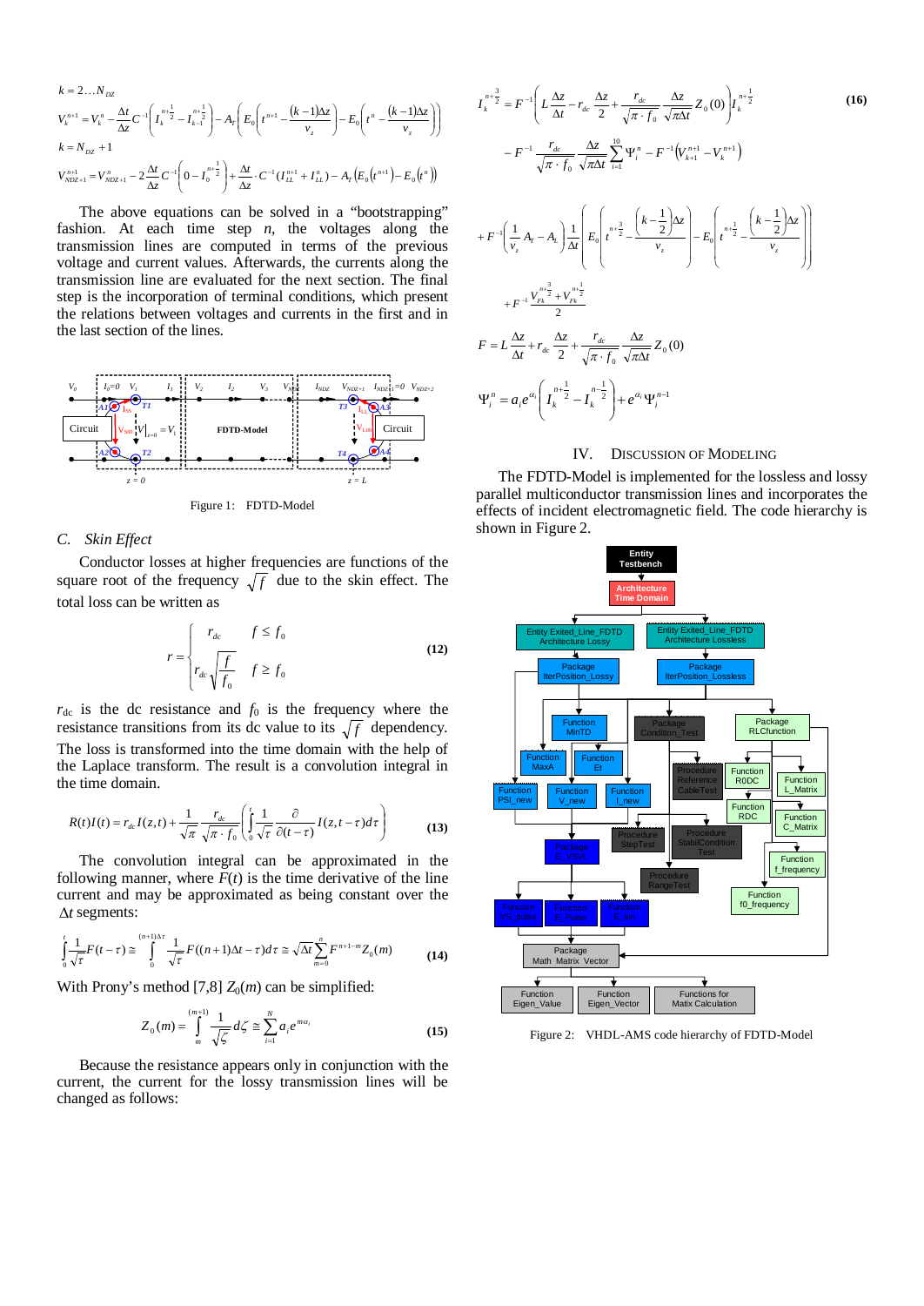$k = 2 \ldots N_{DZ}$

$$V_k^{n+1} = V_k^n - \frac{\Delta t}{\Delta z} C^{-1}\left(I_k^{n+\frac{1}{2}} - I_{k-1}^{n+\frac{1}{2}}\right) - A_T\left(E_0\left(t^{n+1} - \frac{(k-1)\Delta z}{v_z}\right) - E_0\left(t^n - \frac{(k-1)\Delta z}{v_z}\right)\right)$$

$k = N_{DZ} + 1$

$$V_{NDZ+1}^{n+1} = V_{NDZ+1}^n - 2\frac{\Delta t}{\Delta z} C^{-1}\left(0 - I_0^{n+\frac{1}{2}}\right) + \frac{\Delta t}{\Delta z} \cdot C^{-1}(I_{LL}^{n+1} + I_{LL}^n) - A_T\left(E_0\left(t^{n+1}\right) - E_0\left(t^n\right)\right)$$

The above equations can be solved in a "bootstrapping" fashion. At each time step $n$, the voltages along the transmission lines are computed in terms of the previous voltage and current values. Afterwards, the currents along the transmission line are evaluated for the next section. The final step is the incorporation of terminal conditions, which present the relations between voltages and currents in the first and in the last section of the lines.

Figure 1: FDTD-Model

### C. Skin Effect

Conductor losses at higher frequencies are functions of the square root of the frequency $\sqrt{f}$ due to the skin effect. The total loss can be written as

$$r = \begin{cases} r_{dc} & f \le f_0 \\ r_{dc}\sqrt{\dfrac{f}{f_0}} & f \ge f_0 \end{cases} \quad (12)$$

$r_{dc}$ is the dc resistance and $f_0$ is the frequency where the resistance transitions from its dc value to its $\sqrt{f}$ dependency. The loss is transformed into the time domain with the help of the Laplace transform. The result is a convolution integral in the time domain.

$$R(t)I(t) = r_{dc} I(z,t) + \frac{1}{\sqrt{\pi}} \frac{r_{dc}}{\sqrt{\pi \cdot f_0}} \left( \int_0^t \frac{1}{\sqrt{\tau}} \frac{\partial}{\partial(t-\tau)} I(z, t-\tau) d\tau \right) \quad (13)$$

The convolution integral can be approximated in the following manner, where $F(t)$ is the time derivative of the line current and may be approximated as being constant over the $\Delta t$ segments:

$$\int_0^t \frac{1}{\sqrt{\tau}} F(t-\tau) \cong \int_0^{(n+1)\Delta\tau} \frac{1}{\sqrt{\tau}} F((n+1)\Delta t - \tau) d\tau \cong \sqrt{\Delta t} \sum_{m=0}^{n} F^{n+1-m} Z_0(m) \quad (14)$$

With Prony's method [7,8] $Z_0(m)$ can be simplified:

$$Z_0(m) = \int_m^{(m+1)} \frac{1}{\sqrt{\zeta}} d\zeta \cong \sum_{i=1}^{N} a_i e^{m\alpha_i} \quad (15)$$

Because the resistance appears only in conjunction with the current, the current for the lossy transmission lines will be changed as follows:

$$I_k^{n+\frac{3}{2}} = F^{-1}\left( L\frac{\Delta z}{\Delta t} - r_{dc}\frac{\Delta z}{2} + \frac{r_{dc}}{\sqrt{\pi \cdot f_0}} \frac{\Delta z}{\sqrt{\pi \Delta t}} Z_0(0) \right) I_k^{n+\frac{1}{2}} \quad (16)$$

$$- F^{-1} \frac{r_{dc}}{\sqrt{\pi \cdot f_0}} \frac{\Delta z}{\sqrt{\pi \Delta t}} \sum_{i=1}^{10} \Psi_i^n - F^{-1}\left(V_{k+1}^{n+1} - V_k^{n+1}\right)$$

$$+ F^{-1}\left( \frac{1}{v_z} A_T - A_L \right) \frac{1}{\Delta t} \left( E_0\left( t^{n+\frac{3}{2}} - \frac{\left(k - \frac{1}{2}\right)\Delta z}{v_z} \right) - E_0\left( t^{n+\frac{1}{2}} - \frac{\left(k - \frac{1}{2}\right)\Delta z}{v_z} \right) \right)$$

$$+ F^{-1} \frac{V_{Fk}^{n+\frac{3}{2}} + V_{Fk}^{n+\frac{1}{2}}}{2}$$

$$F = L\frac{\Delta z}{\Delta t} + r_{dc}\frac{\Delta z}{2} + \frac{r_{dc}}{\sqrt{\pi \cdot f_0}} \frac{\Delta z}{\sqrt{\pi \Delta t}} Z_0(0)$$

$$\Psi_i^n = a_i e^{\alpha_i} \left( I_k^{n+\frac{1}{2}} - I_k^{n-\frac{1}{2}} \right) + e^{\alpha_i} \Psi_i^{n-1}$$

## IV. Discussion of Modeling

The FDTD-Model is implemented for the lossless and lossy parallel multiconductor transmission lines and incorporates the effects of incident electromagnetic field. The code hierarchy is shown in Figure 2.

Figure 2: VHDL-AMS code hierarchy of FDTD-Model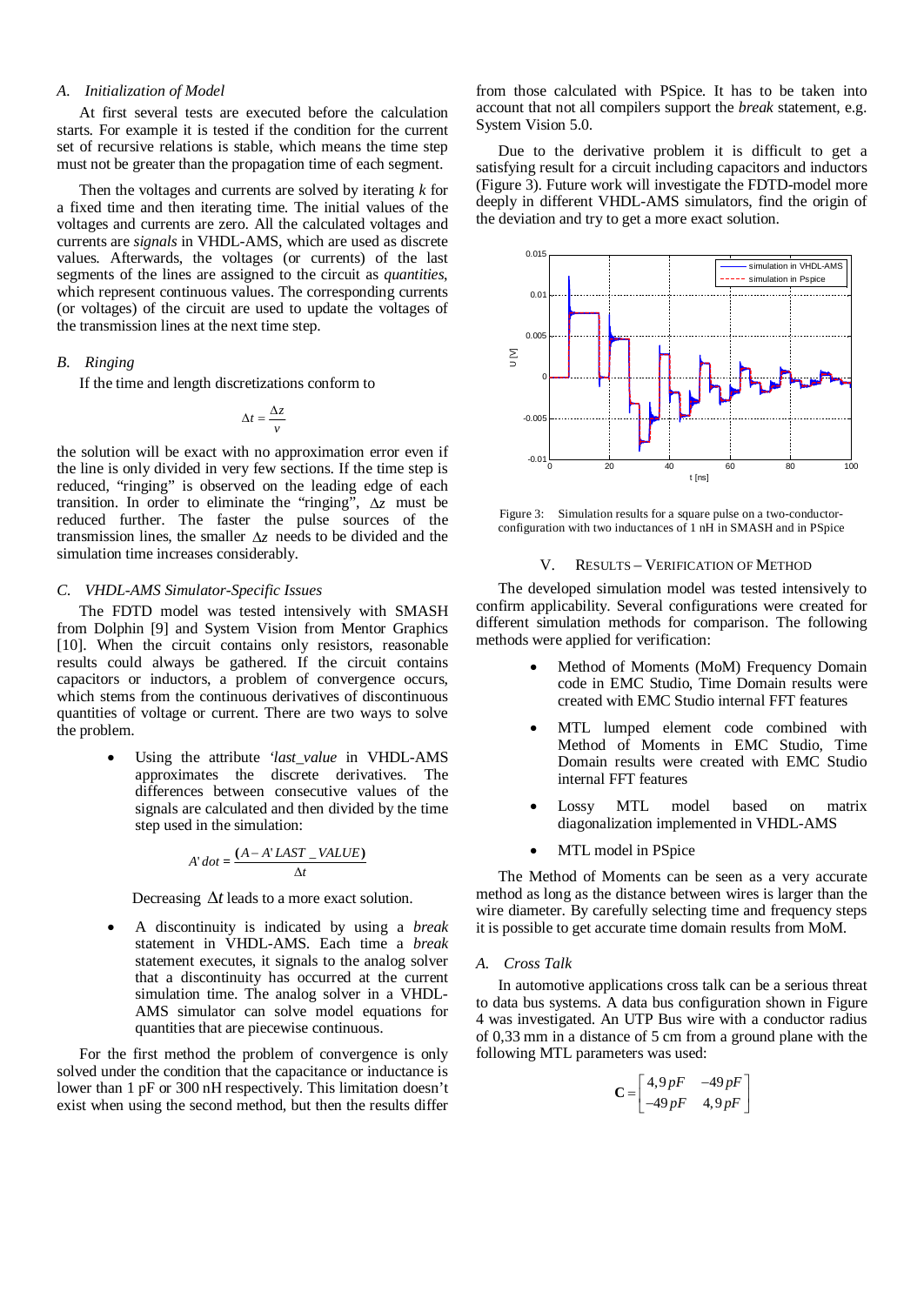### A. Initialization of Model

At first several tests are executed before the calculation starts. For example it is tested if the condition for the current set of recursive relations is stable, which means the time step must not be greater than the propagation time of each segment.

Then the voltages and currents are solved by iterating $k$ for a fixed time and then iterating time. The initial values of the voltages and currents are zero. All the calculated voltages and currents are *signals* in VHDL-AMS, which are used as discrete values. Afterwards, the voltages (or currents) of the last segments of the lines are assigned to the circuit as *quantities*, which represent continuous values. The corresponding currents (or voltages) of the circuit are used to update the voltages of the transmission lines at the next time step.

### B. Ringing

If the time and length discretizations conform to

$$\Delta t = \frac{\Delta z}{v}$$

the solution will be exact with no approximation error even if the line is only divided in very few sections. If the time step is reduced, "ringing" is observed on the leading edge of each transition. In order to eliminate the "ringing", $\Delta z$ must be reduced further. The faster the pulse sources of the transmission lines, the smaller $\Delta z$ needs to be divided and the simulation time increases considerably.

### C. VHDL-AMS Simulator-Specific Issues

The FDTD model was tested intensively with SMASH from Dolphin [9] and System Vision from Mentor Graphics [10]. When the circuit contains only resistors, reasonable results could always be gathered. If the circuit contains capacitors or inductors, a problem of convergence occurs, which stems from the continuous derivatives of discontinuous quantities of voltage or current. There are two ways to solve the problem.

- Using the attribute *'last_value* in VHDL-AMS approximates the discrete derivatives. The differences between consecutive values of the signals are calculated and then divided by the time step used in the simulation:

$$A'dot = \frac{(A - A'LAST\_VALUE)}{\Delta t}$$

Decreasing $\Delta t$ leads to a more exact solution.

- A discontinuity is indicated by using a *break* statement in VHDL-AMS. Each time a *break* statement executes, it signals to the analog solver that a discontinuity has occurred at the current simulation time. The analog solver in a VHDL-AMS simulator can solve model equations for quantities that are piecewise continuous.

For the first method the problem of convergence is only solved under the condition that the capacitance or inductance is lower than 1 pF or 300 nH respectively. This limitation doesn't exist when using the second method, but then the results differ from those calculated with PSpice. It has to be taken into account that not all compilers support the *break* statement, e.g. System Vision 5.0.

Due to the derivative problem it is difficult to get a satisfying result for a circuit including capacitors and inductors (Figure 3). Future work will investigate the FDTD-model more deeply in different VHDL-AMS simulators, find the origin of the deviation and try to get a more exact solution.

Figure 3: Simulation results for a square pulse on a two-conductor-configuration with two inductances of 1 nH in SMASH and in PSpice

## V. Results – Verification of Method

The developed simulation model was tested intensively to confirm applicability. Several configurations were created for different simulation methods for comparison. The following methods were applied for verification:

- Method of Moments (MoM) Frequency Domain code in EMC Studio, Time Domain results were created with EMC Studio internal FFT features
- MTL lumped element code combined with Method of Moments in EMC Studio, Time Domain results were created with EMC Studio internal FFT features
- Lossy MTL model based on matrix diagonalization implemented in VHDL-AMS
- MTL model in PSpice

The Method of Moments can be seen as a very accurate method as long as the distance between wires is larger than the wire diameter. By carefully selecting time and frequency steps it is possible to get accurate time domain results from MoM.

### A. Cross Talk

In automotive applications cross talk can be a serious threat to data bus systems. A data bus configuration shown in Figure 4 was investigated. An UTP Bus wire with a conductor radius of 0,33 mm in a distance of 5 cm from a ground plane with the following MTL parameters was used:

$$\mathbf{C} = \begin{bmatrix} 4{,}9\,pF & -49\,pF \\ -49\,pF & 4{,}9\,pF \end{bmatrix}$$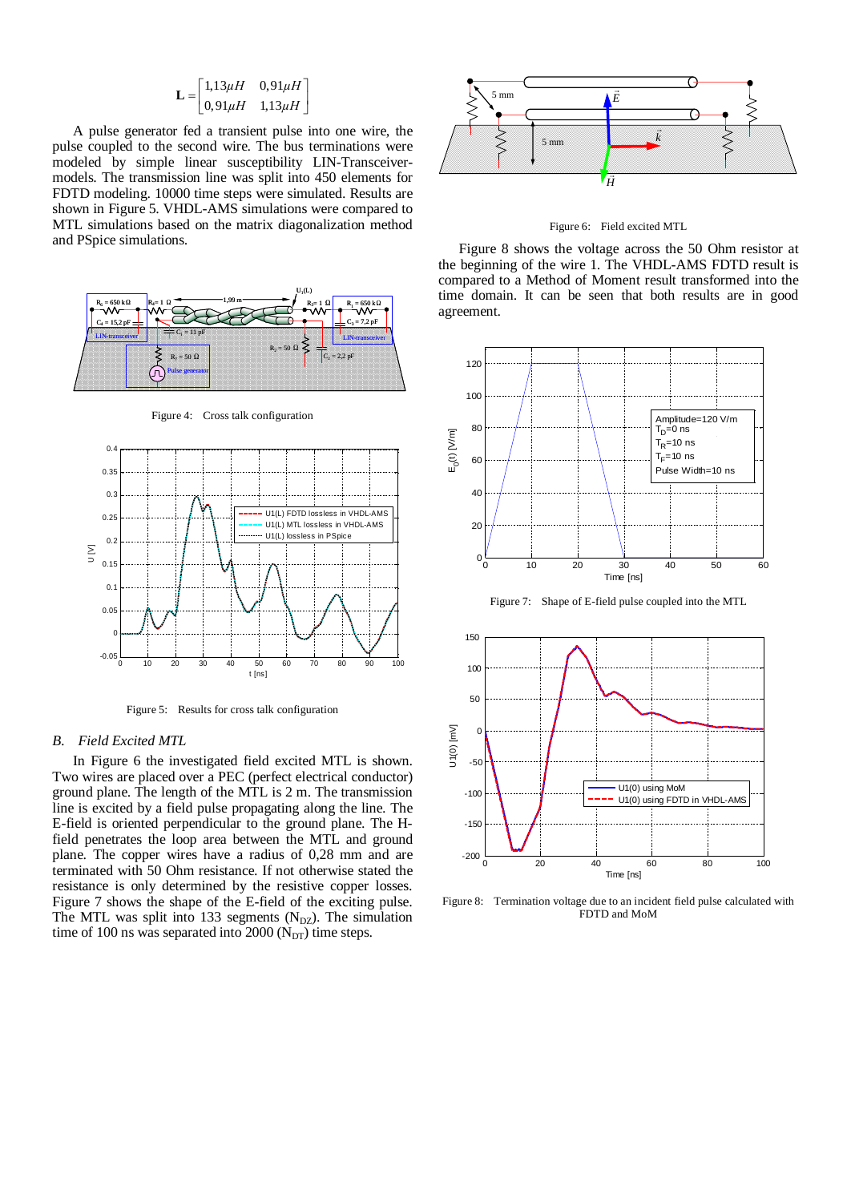$$\mathbf{L} = \begin{bmatrix} 1{,}13\mu H & 0{,}91\mu H \\ 0{,}91\mu H & 1{,}13\mu H \end{bmatrix}$$

A pulse generator fed a transient pulse into one wire, the pulse coupled to the second wire. The bus terminations were modeled by simple linear susceptibility LIN-Transceiver-models. The transmission line was split into 450 elements for FDTD modeling. 10000 time steps were simulated. Results are shown in Figure 5. VHDL-AMS simulations were compared to MTL simulations based on the matrix diagonalization method and PSpice simulations.

Figure 4: Cross talk configuration

Figure 5: Results for cross talk configuration

## B. *Field Excited MTL*

In Figure 6 the investigated field excited MTL is shown. Two wires are placed over a PEC (perfect electrical conductor) ground plane. The length of the MTL is 2 m. The transmission line is excited by a field pulse propagating along the line. The E-field is oriented perpendicular to the ground plane. The H-field penetrates the loop area between the MTL and ground plane. The copper wires have a radius of 0,28 mm and are terminated with 50 Ohm resistance. If not otherwise stated the resistance is only determined by the resistive copper losses. Figure 7 shows the shape of the E-field of the exciting pulse. The MTL was split into 133 segments ($N_{DZ}$). The simulation time of 100 ns was separated into 2000 ($N_{DT}$) time steps.

Figure 6: Field excited MTL

Figure 8 shows the voltage across the 50 Ohm resistor at the beginning of the wire 1. The VHDL-AMS FDTD result is compared to a Method of Moment result transformed into the time domain. It can be seen that both results are in good agreement.

Figure 7: Shape of E-field pulse coupled into the MTL

Figure 8: Termination voltage due to an incident field pulse calculated with FDTD and MoM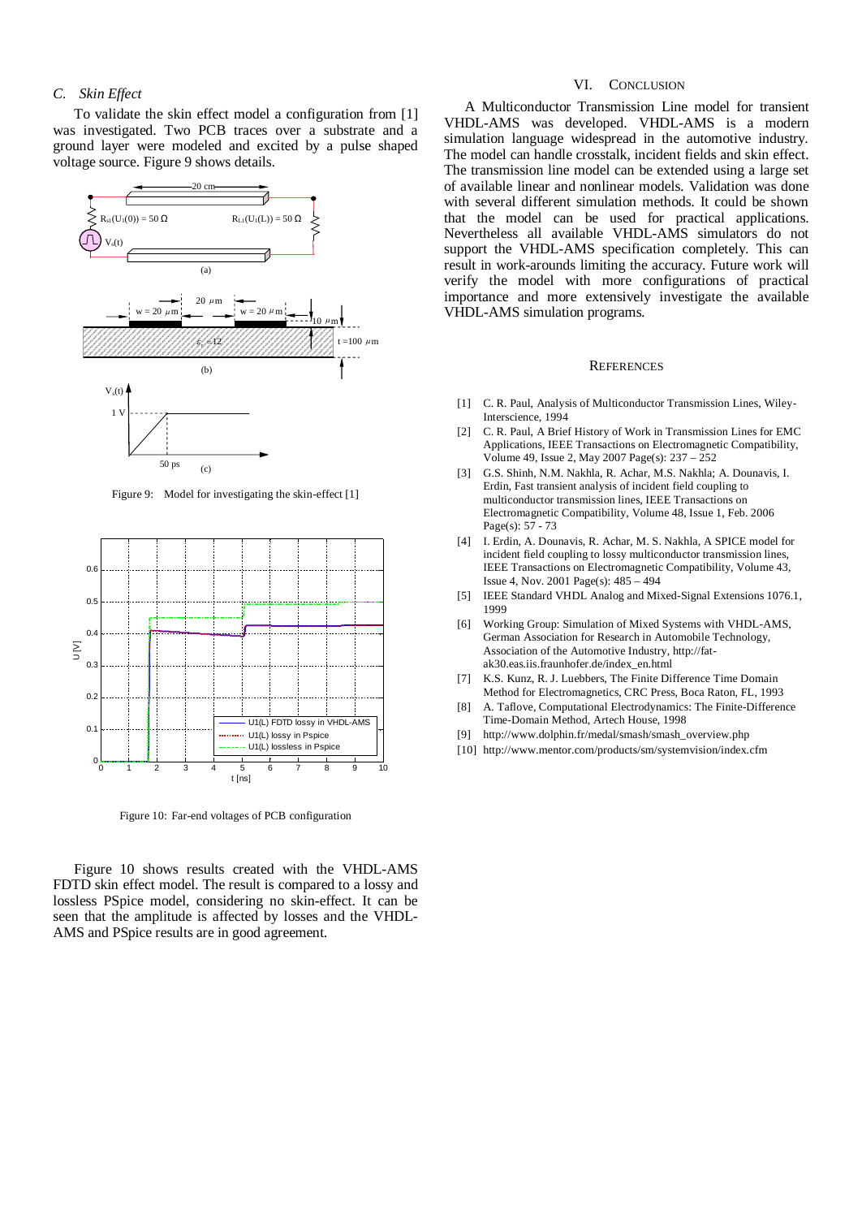### C. Skin Effect

To validate the skin effect model a configuration from [1] was investigated. Two PCB traces over a substrate and a ground layer were modeled and excited by a pulse shaped voltage source. Figure 9 shows details.

20 cm

$R_{S1}(U_1(0)) = 50\ \Omega$

$R_{L1}(U_1(L)) = 50\ \Omega$

$V_s(t)$

(a)

w = 20 μm

20 μm

w = 20 μm

10 μm

$\varepsilon_r = 12$

t = 100 μm

(b)

$V_s(t)$

1 V

50 ps

(c)

Figure 9: Model for investigating the skin-effect [1]

U [V]

t [ns]

0.6

0.5

0.4

0.3

0.2

0.1

0

0 1 2 3 4 5 6 7 8 9 10

U1(L) FDTD lossy in VHDL-AMS

U1(L) lossy in Pspice

U1(L) lossless in Pspice

Figure 10: Far-end voltages of PCB configuration

Figure 10 shows results created with the VHDL-AMS FDTD skin effect model. The result is compared to a lossy and lossless PSpice model, considering no skin-effect. It can be seen that the amplitude is affected by losses and the VHDL-AMS and PSpice results are in good agreement.

## VI. Conclusion

A Multiconductor Transmission Line model for transient VHDL-AMS was developed. VHDL-AMS is a modern simulation language widespread in the automotive industry. The model can handle crosstalk, incident fields and skin effect. The transmission line model can be extended using a large set of available linear and nonlinear models. Validation was done with several different simulation methods. It could be shown that the model can be used for practical applications. Nevertheless all available VHDL-AMS simulators do not support the VHDL-AMS specification completely. This can result in work-arounds limiting the accuracy. Future work will verify the model with more configurations of practical importance and more extensively investigate the available VHDL-AMS simulation programs.

## References

[1] C. R. Paul, Analysis of Multiconductor Transmission Lines, Wiley-Interscience, 1994

[2] C. R. Paul, A Brief History of Work in Transmission Lines for EMC Applications, IEEE Transactions on Electromagnetic Compatibility, Volume 49, Issue 2, May 2007 Page(s): 237 – 252

[3] G.S. Shinh, N.M. Nakhla, R. Achar, M.S. Nakhla; A. Dounavis, I. Erdin, Fast transient analysis of incident field coupling to multiconductor transmission lines, IEEE Transactions on Electromagnetic Compatibility, Volume 48, Issue 1, Feb. 2006 Page(s): 57 - 73

[4] I. Erdin, A. Dounavis, R. Achar, M. S. Nakhla, A SPICE model for incident field coupling to lossy multiconductor transmission lines, IEEE Transactions on Electromagnetic Compatibility, Volume 43, Issue 4, Nov. 2001 Page(s): 485 – 494

[5] IEEE Standard VHDL Analog and Mixed-Signal Extensions 1076.1, 1999

[6] Working Group: Simulation of Mixed Systems with VHDL-AMS, German Association for Research in Automobile Technology, Association of the Automotive Industry, http://fat-ak30.eas.iis.fraunhofer.de/index_en.html

[7] K.S. Kunz, R. J. Luebbers, The Finite Difference Time Domain Method for Electromagnetics, CRC Press, Boca Raton, FL, 1993

[8] A. Taflove, Computational Electrodynamics: The Finite-Difference Time-Domain Method, Artech House, 1998

[9] http://www.dolphin.fr/medal/smash/smash_overview.php

[10] http://www.mentor.com/products/sm/systemvision/index.cfm